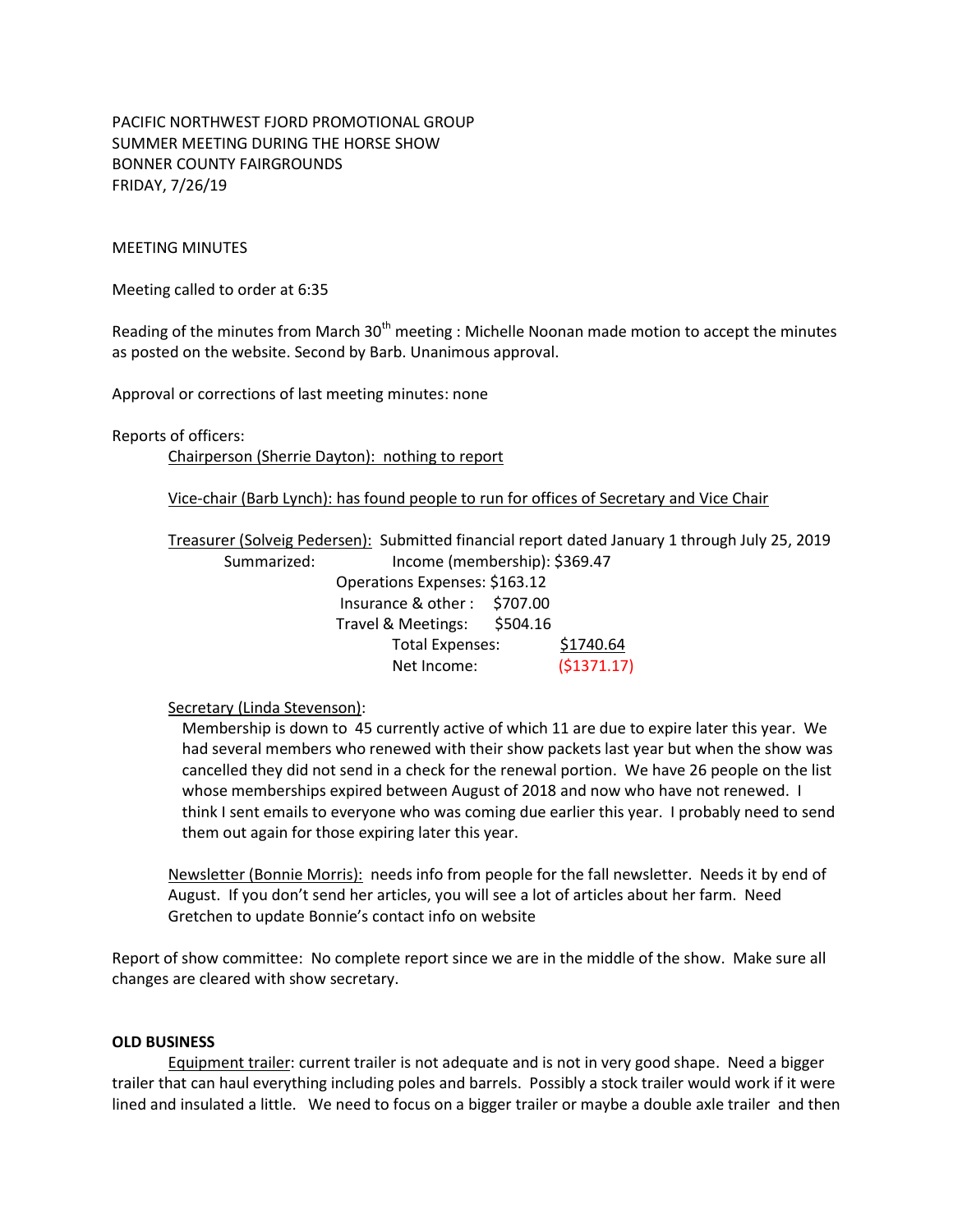PACIFIC NORTHWEST FJORD PROMOTIONAL GROUP
SUMMER MEETING DURING THE HORSE SHOW
BONNER COUNTY FAIRGROUNDS
FRIDAY, 7/26/19

MEETING MINUTES

Meeting called to order at 6:35

Reading of the minutes from March 30th meeting : Michelle Noonan made motion to accept the minutes as posted on the website. Second by Barb. Unanimous approval.

Approval or corrections of last meeting minutes: none

Reports of officers:

Chairperson (Sherrie Dayton): nothing to report

Vice-chair (Barb Lynch): has found people to run for offices of Secretary and Vice Chair

Treasurer (Solveig Pedersen): Submitted financial report dated January 1 through July 25, 2019

Summarized:

| | |
|---|---|
| Income (membership): | $369.47 |
| Operations Expenses: | $163.12 |
| Insurance & other : | $707.00 |
| Travel & Meetings: | $504.16 |
| Total Expenses: | $1740.64 |
| Net Income: | ($1371.17) |

Secretary (Linda Stevenson):

Membership is down to 45 currently active of which 11 are due to expire later this year. We had several members who renewed with their show packets last year but when the show was cancelled they did not send in a check for the renewal portion. We have 26 people on the list whose memberships expired between August of 2018 and now who have not renewed. I think I sent emails to everyone who was coming due earlier this year. I probably need to send them out again for those expiring later this year.

Newsletter (Bonnie Morris): needs info from people for the fall newsletter. Needs it by end of August. If you don't send her articles, you will see a lot of articles about her farm. Need Gretchen to update Bonnie's contact info on website

Report of show committee: No complete report since we are in the middle of the show. Make sure all changes are cleared with show secretary.

**OLD BUSINESS**

Equipment trailer: current trailer is not adequate and is not in very good shape. Need a bigger trailer that can haul everything including poles and barrels. Possibly a stock trailer would work if it were lined and insulated a little. We need to focus on a bigger trailer or maybe a double axle trailer and then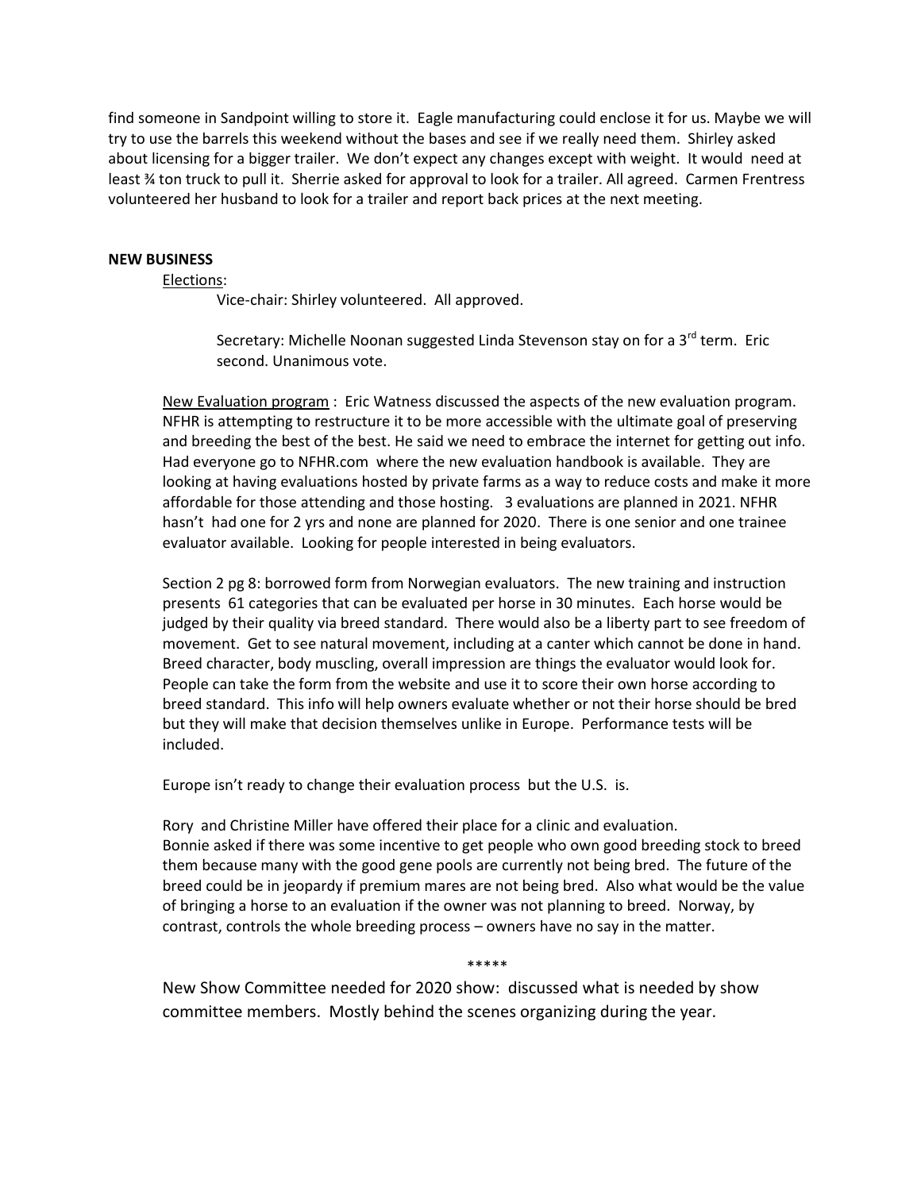find someone in Sandpoint willing to store it. Eagle manufacturing could enclose it for us. Maybe we will try to use the barrels this weekend without the bases and see if we really need them. Shirley asked about licensing for a bigger trailer. We don't expect any changes except with weight. It would need at least ¾ ton truck to pull it. Sherrie asked for approval to look for a trailer. All agreed. Carmen Frentress volunteered her husband to look for a trailer and report back prices at the next meeting.

**NEW BUSINESS**

Elections:

Vice-chair: Shirley volunteered. All approved.

Secretary: Michelle Noonan suggested Linda Stevenson stay on for a 3rd term. Eric second. Unanimous vote.

New Evaluation program : Eric Watness discussed the aspects of the new evaluation program. NFHR is attempting to restructure it to be more accessible with the ultimate goal of preserving and breeding the best of the best. He said we need to embrace the internet for getting out info. Had everyone go to NFHR.com where the new evaluation handbook is available. They are looking at having evaluations hosted by private farms as a way to reduce costs and make it more affordable for those attending and those hosting. 3 evaluations are planned in 2021. NFHR hasn't had one for 2 yrs and none are planned for 2020. There is one senior and one trainee evaluator available. Looking for people interested in being evaluators.

Section 2 pg 8: borrowed form from Norwegian evaluators. The new training and instruction presents 61 categories that can be evaluated per horse in 30 minutes. Each horse would be judged by their quality via breed standard. There would also be a liberty part to see freedom of movement. Get to see natural movement, including at a canter which cannot be done in hand. Breed character, body muscling, overall impression are things the evaluator would look for. People can take the form from the website and use it to score their own horse according to breed standard. This info will help owners evaluate whether or not their horse should be bred but they will make that decision themselves unlike in Europe. Performance tests will be included.

Europe isn't ready to change their evaluation process but the U.S. is.

Rory and Christine Miller have offered their place for a clinic and evaluation.
Bonnie asked if there was some incentive to get people who own good breeding stock to breed them because many with the good gene pools are currently not being bred. The future of the breed could be in jeopardy if premium mares are not being bred. Also what would be the value of bringing a horse to an evaluation if the owner was not planning to breed. Norway, by contrast, controls the whole breeding process – owners have no say in the matter.

*****

New Show Committee needed for 2020 show: discussed what is needed by show committee members. Mostly behind the scenes organizing during the year.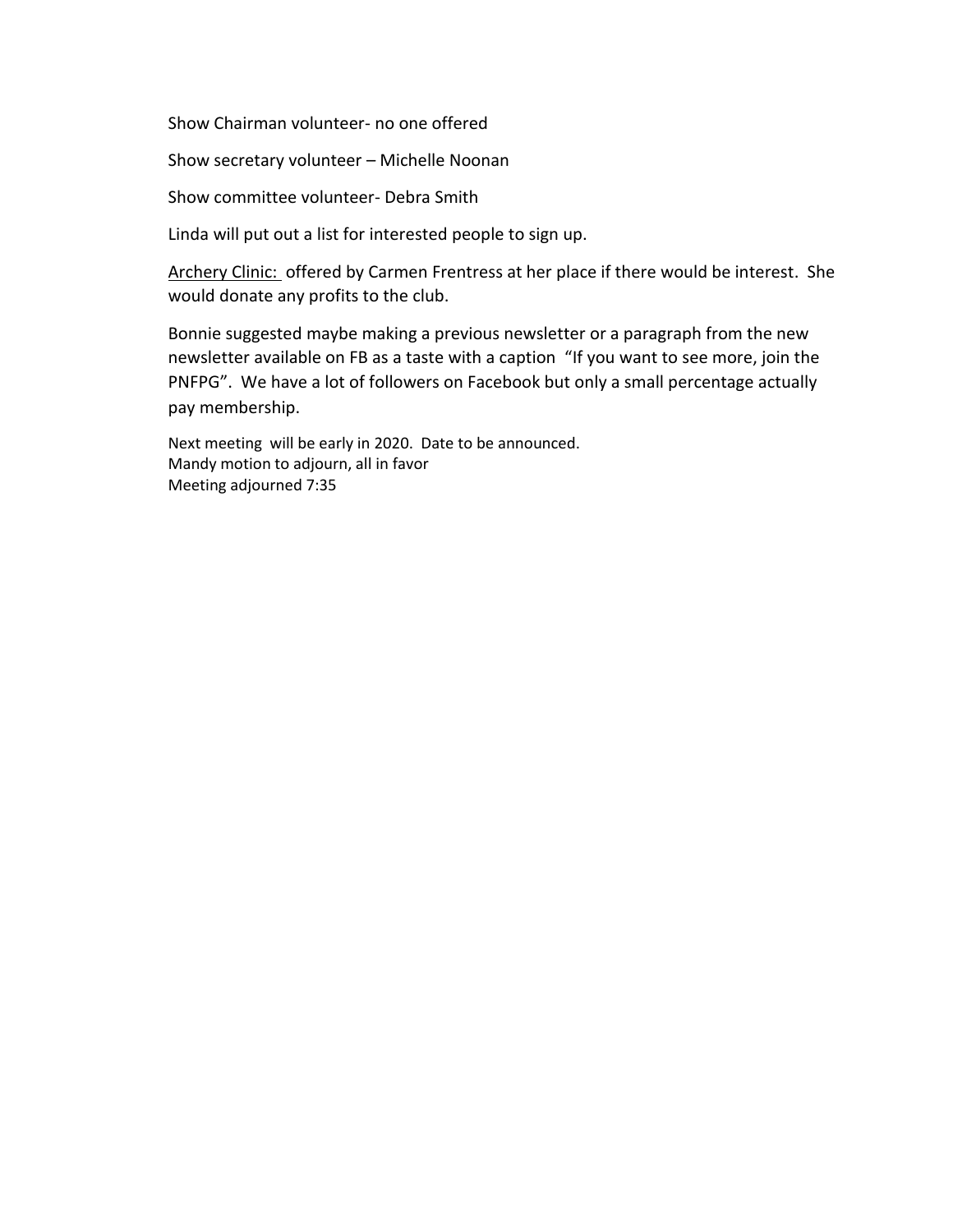Show Chairman volunteer- no one offered

Show secretary volunteer – Michelle Noonan

Show committee volunteer- Debra Smith

Linda will put out a list for interested people to sign up.

<u>Archery Clinic:</u> offered by Carmen Frentress at her place if there would be interest. She would donate any profits to the club.

Bonnie suggested maybe making a previous newsletter or a paragraph from the new newsletter available on FB as a taste with a caption "If you want to see more, join the PNFPG". We have a lot of followers on Facebook but only a small percentage actually pay membership.

Next meeting will be early in 2020. Date to be announced.
Mandy motion to adjourn, all in favor
Meeting adjourned 7:35